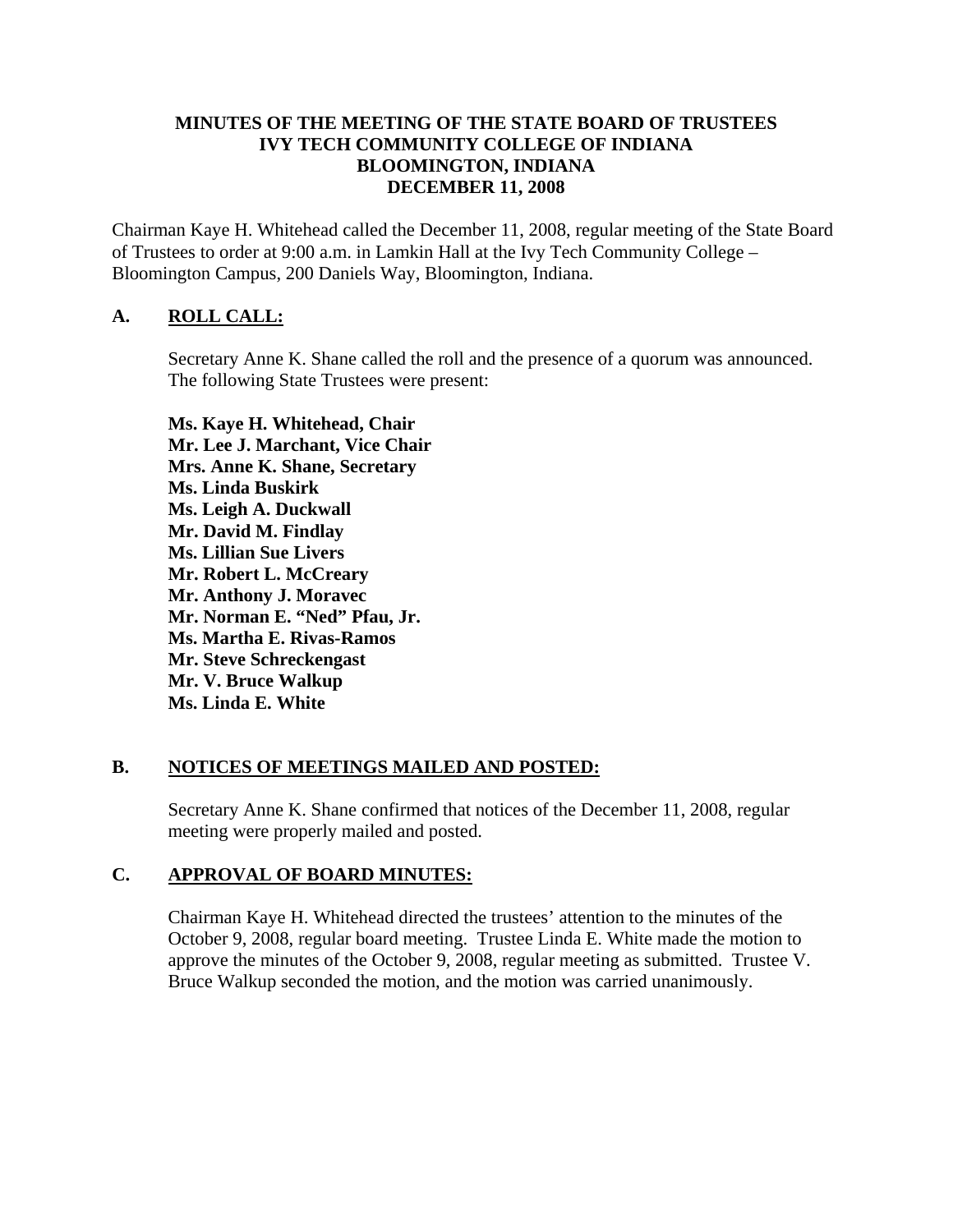**MINUTES OF THE MEETING OF THE STATE BOARD OF TRUSTEES**
**IVY TECH COMMUNITY COLLEGE OF INDIANA**
**BLOOMINGTON, INDIANA**
**DECEMBER 11, 2008**

Chairman Kaye H. Whitehead called the December 11, 2008, regular meeting of the State Board of Trustees to order at 9:00 a.m. in Lamkin Hall at the Ivy Tech Community College – Bloomington Campus, 200 Daniels Way, Bloomington, Indiana.

## A. ROLL CALL:

Secretary Anne K. Shane called the roll and the presence of a quorum was announced. The following State Trustees were present:

**Ms. Kaye H. Whitehead, Chair**
**Mr. Lee J. Marchant, Vice Chair**
**Mrs. Anne K. Shane, Secretary**
**Ms. Linda Buskirk**
**Ms. Leigh A. Duckwall**
**Mr. David M. Findlay**
**Ms. Lillian Sue Livers**
**Mr. Robert L. McCreary**
**Mr. Anthony J. Moravec**
**Mr. Norman E. "Ned" Pfau, Jr.**
**Ms. Martha E. Rivas-Ramos**
**Mr. Steve Schreckengast**
**Mr. V. Bruce Walkup**
**Ms. Linda E. White**

## B. NOTICES OF MEETINGS MAILED AND POSTED:

Secretary Anne K. Shane confirmed that notices of the December 11, 2008, regular meeting were properly mailed and posted.

## C. APPROVAL OF BOARD MINUTES:

Chairman Kaye H. Whitehead directed the trustees' attention to the minutes of the October 9, 2008, regular board meeting. Trustee Linda E. White made the motion to approve the minutes of the October 9, 2008, regular meeting as submitted. Trustee V. Bruce Walkup seconded the motion, and the motion was carried unanimously.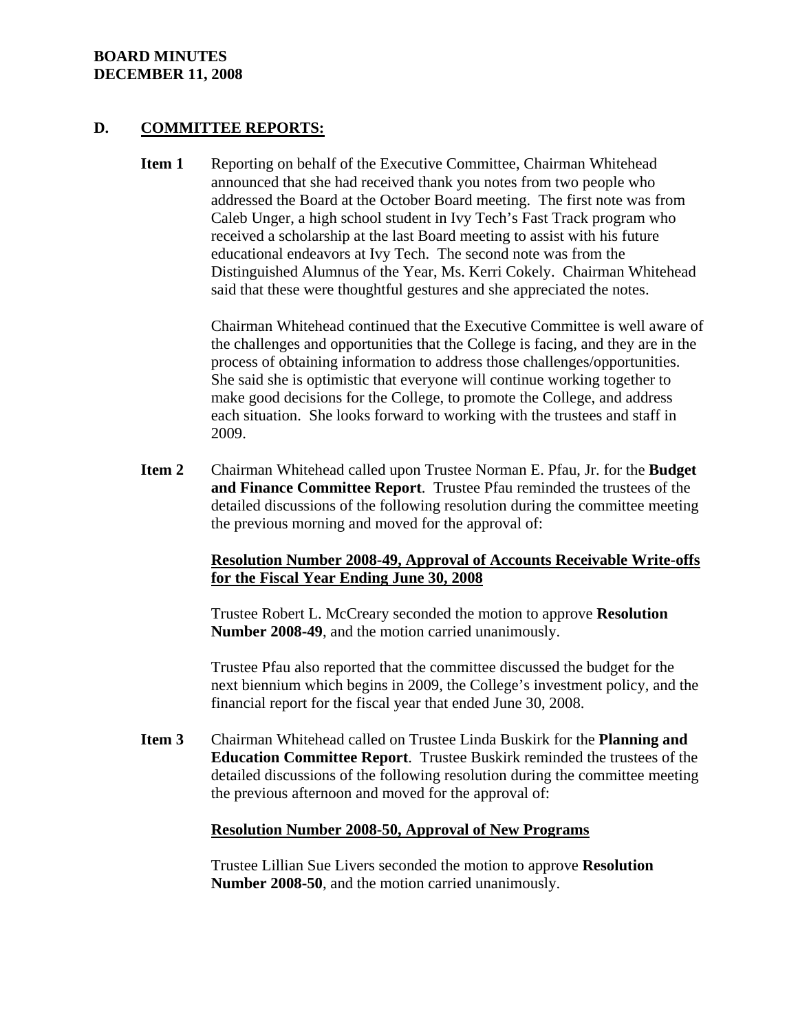## D. COMMITTEE REPORTS:

**Item 1** Reporting on behalf of the Executive Committee, Chairman Whitehead announced that she had received thank you notes from two people who addressed the Board at the October Board meeting. The first note was from Caleb Unger, a high school student in Ivy Tech's Fast Track program who received a scholarship at the last Board meeting to assist with his future educational endeavors at Ivy Tech. The second note was from the Distinguished Alumnus of the Year, Ms. Kerri Cokely. Chairman Whitehead said that these were thoughtful gestures and she appreciated the notes.

Chairman Whitehead continued that the Executive Committee is well aware of the challenges and opportunities that the College is facing, and they are in the process of obtaining information to address those challenges/opportunities. She said she is optimistic that everyone will continue working together to make good decisions for the College, to promote the College, and address each situation. She looks forward to working with the trustees and staff in 2009.

**Item 2** Chairman Whitehead called upon Trustee Norman E. Pfau, Jr. for the **Budget and Finance Committee Report**. Trustee Pfau reminded the trustees of the detailed discussions of the following resolution during the committee meeting the previous morning and moved for the approval of:

**Resolution Number 2008-49, Approval of Accounts Receivable Write-offs for the Fiscal Year Ending June 30, 2008**

Trustee Robert L. McCreary seconded the motion to approve **Resolution Number 2008-49**, and the motion carried unanimously.

Trustee Pfau also reported that the committee discussed the budget for the next biennium which begins in 2009, the College's investment policy, and the financial report for the fiscal year that ended June 30, 2008.

**Item 3** Chairman Whitehead called on Trustee Linda Buskirk for the **Planning and Education Committee Report**. Trustee Buskirk reminded the trustees of the detailed discussions of the following resolution during the committee meeting the previous afternoon and moved for the approval of:

**Resolution Number 2008-50, Approval of New Programs**

Trustee Lillian Sue Livers seconded the motion to approve **Resolution Number 2008-50**, and the motion carried unanimously.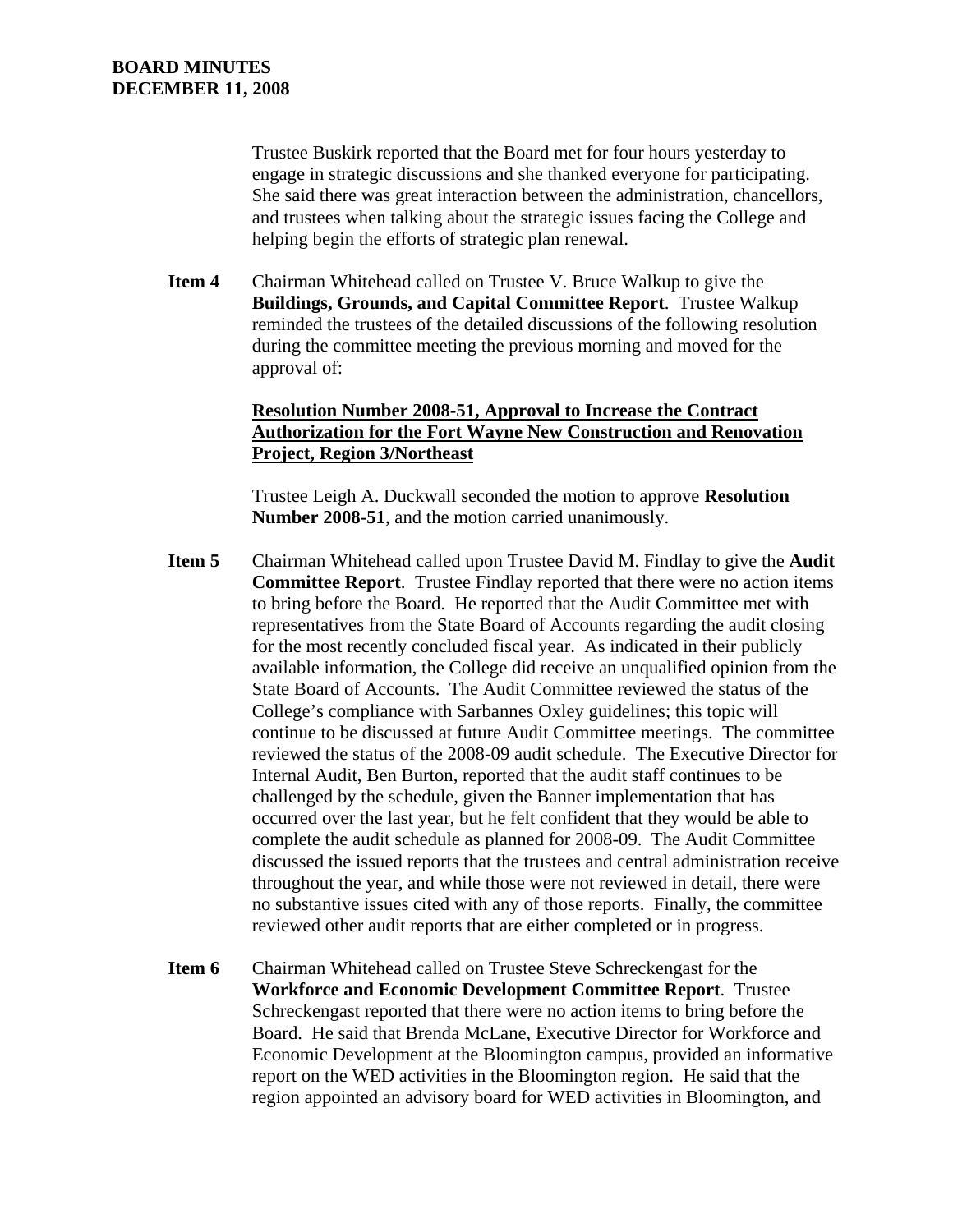Trustee Buskirk reported that the Board met for four hours yesterday to engage in strategic discussions and she thanked everyone for participating. She said there was great interaction between the administration, chancellors, and trustees when talking about the strategic issues facing the College and helping begin the efforts of strategic plan renewal.

**Item 4** Chairman Whitehead called on Trustee V. Bruce Walkup to give the **Buildings, Grounds, and Capital Committee Report**. Trustee Walkup reminded the trustees of the detailed discussions of the following resolution during the committee meeting the previous morning and moved for the approval of:

**Resolution Number 2008-51, Approval to Increase the Contract Authorization for the Fort Wayne New Construction and Renovation Project, Region 3/Northeast**

Trustee Leigh A. Duckwall seconded the motion to approve **Resolution Number 2008-51**, and the motion carried unanimously.

**Item 5** Chairman Whitehead called upon Trustee David M. Findlay to give the **Audit Committee Report**. Trustee Findlay reported that there were no action items to bring before the Board. He reported that the Audit Committee met with representatives from the State Board of Accounts regarding the audit closing for the most recently concluded fiscal year. As indicated in their publicly available information, the College did receive an unqualified opinion from the State Board of Accounts. The Audit Committee reviewed the status of the College's compliance with Sarbannes Oxley guidelines; this topic will continue to be discussed at future Audit Committee meetings. The committee reviewed the status of the 2008-09 audit schedule. The Executive Director for Internal Audit, Ben Burton, reported that the audit staff continues to be challenged by the schedule, given the Banner implementation that has occurred over the last year, but he felt confident that they would be able to complete the audit schedule as planned for 2008-09. The Audit Committee discussed the issued reports that the trustees and central administration receive throughout the year, and while those were not reviewed in detail, there were no substantive issues cited with any of those reports. Finally, the committee reviewed other audit reports that are either completed or in progress.

**Item 6** Chairman Whitehead called on Trustee Steve Schreckengast for the **Workforce and Economic Development Committee Report**. Trustee Schreckengast reported that there were no action items to bring before the Board. He said that Brenda McLane, Executive Director for Workforce and Economic Development at the Bloomington campus, provided an informative report on the WED activities in the Bloomington region. He said that the region appointed an advisory board for WED activities in Bloomington, and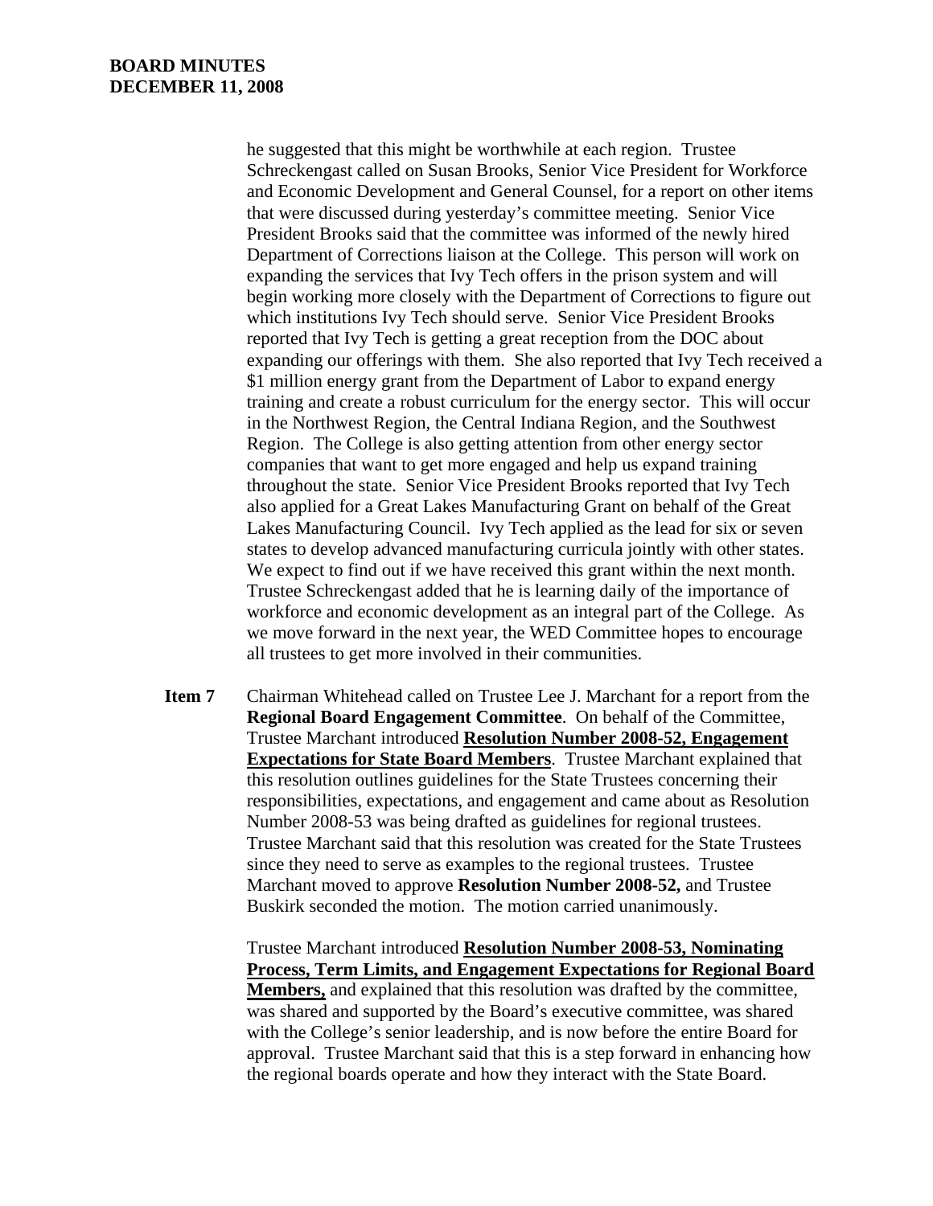he suggested that this might be worthwhile at each region. Trustee Schreckengast called on Susan Brooks, Senior Vice President for Workforce and Economic Development and General Counsel, for a report on other items that were discussed during yesterday's committee meeting. Senior Vice President Brooks said that the committee was informed of the newly hired Department of Corrections liaison at the College. This person will work on expanding the services that Ivy Tech offers in the prison system and will begin working more closely with the Department of Corrections to figure out which institutions Ivy Tech should serve. Senior Vice President Brooks reported that Ivy Tech is getting a great reception from the DOC about expanding our offerings with them. She also reported that Ivy Tech received a $1 million energy grant from the Department of Labor to expand energy training and create a robust curriculum for the energy sector. This will occur in the Northwest Region, the Central Indiana Region, and the Southwest Region. The College is also getting attention from other energy sector companies that want to get more engaged and help us expand training throughout the state. Senior Vice President Brooks reported that Ivy Tech also applied for a Great Lakes Manufacturing Grant on behalf of the Great Lakes Manufacturing Council. Ivy Tech applied as the lead for six or seven states to develop advanced manufacturing curricula jointly with other states. We expect to find out if we have received this grant within the next month. Trustee Schreckengast added that he is learning daily of the importance of workforce and economic development as an integral part of the College. As we move forward in the next year, the WED Committee hopes to encourage all trustees to get more involved in their communities.

**Item 7** Chairman Whitehead called on Trustee Lee J. Marchant for a report from the **Regional Board Engagement Committee**. On behalf of the Committee, Trustee Marchant introduced **Resolution Number 2008-52, Engagement Expectations for State Board Members**. Trustee Marchant explained that this resolution outlines guidelines for the State Trustees concerning their responsibilities, expectations, and engagement and came about as Resolution Number 2008-53 was being drafted as guidelines for regional trustees. Trustee Marchant said that this resolution was created for the State Trustees since they need to serve as examples to the regional trustees. Trustee Marchant moved to approve **Resolution Number 2008-52,** and Trustee Buskirk seconded the motion. The motion carried unanimously.

Trustee Marchant introduced **Resolution Number 2008-53, Nominating Process, Term Limits, and Engagement Expectations for Regional Board Members,** and explained that this resolution was drafted by the committee, was shared and supported by the Board's executive committee, was shared with the College's senior leadership, and is now before the entire Board for approval. Trustee Marchant said that this is a step forward in enhancing how the regional boards operate and how they interact with the State Board.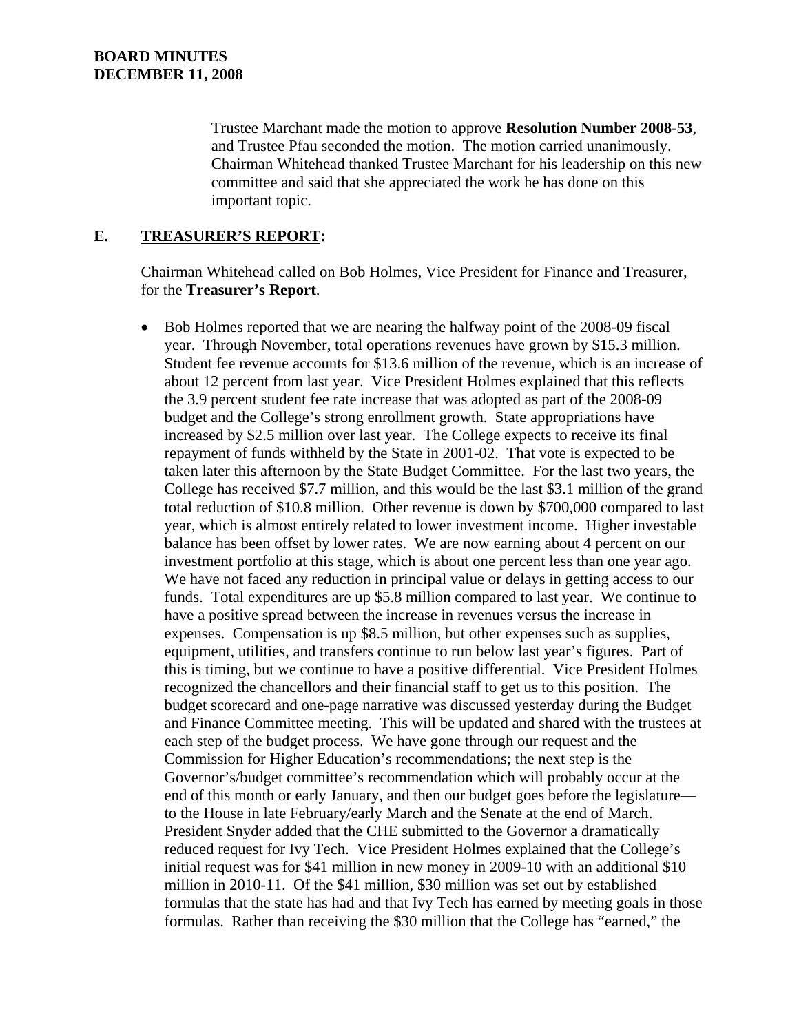Trustee Marchant made the motion to approve **Resolution Number 2008-53**, and Trustee Pfau seconded the motion. The motion carried unanimously. Chairman Whitehead thanked Trustee Marchant for his leadership on this new committee and said that she appreciated the work he has done on this important topic.

## E. TREASURER'S REPORT:

Chairman Whitehead called on Bob Holmes, Vice President for Finance and Treasurer, for the **Treasurer's Report**.

- Bob Holmes reported that we are nearing the halfway point of the 2008-09 fiscal year. Through November, total operations revenues have grown by $15.3 million. Student fee revenue accounts for $13.6 million of the revenue, which is an increase of about 12 percent from last year. Vice President Holmes explained that this reflects the 3.9 percent student fee rate increase that was adopted as part of the 2008-09 budget and the College's strong enrollment growth. State appropriations have increased by $2.5 million over last year. The College expects to receive its final repayment of funds withheld by the State in 2001-02. That vote is expected to be taken later this afternoon by the State Budget Committee. For the last two years, the College has received $7.7 million, and this would be the last $3.1 million of the grand total reduction of $10.8 million. Other revenue is down by $700,000 compared to last year, which is almost entirely related to lower investment income. Higher investable balance has been offset by lower rates. We are now earning about 4 percent on our investment portfolio at this stage, which is about one percent less than one year ago. We have not faced any reduction in principal value or delays in getting access to our funds. Total expenditures are up $5.8 million compared to last year. We continue to have a positive spread between the increase in revenues versus the increase in expenses. Compensation is up $8.5 million, but other expenses such as supplies, equipment, utilities, and transfers continue to run below last year's figures. Part of this is timing, but we continue to have a positive differential. Vice President Holmes recognized the chancellors and their financial staff to get us to this position. The budget scorecard and one-page narrative was discussed yesterday during the Budget and Finance Committee meeting. This will be updated and shared with the trustees at each step of the budget process. We have gone through our request and the Commission for Higher Education's recommendations; the next step is the Governor's/budget committee's recommendation which will probably occur at the end of this month or early January, and then our budget goes before the legislature—to the House in late February/early March and the Senate at the end of March. President Snyder added that the CHE submitted to the Governor a dramatically reduced request for Ivy Tech. Vice President Holmes explained that the College's initial request was for $41 million in new money in 2009-10 with an additional $10 million in 2010-11. Of the $41 million, $30 million was set out by established formulas that the state has had and that Ivy Tech has earned by meeting goals in those formulas. Rather than receiving the $30 million that the College has "earned," the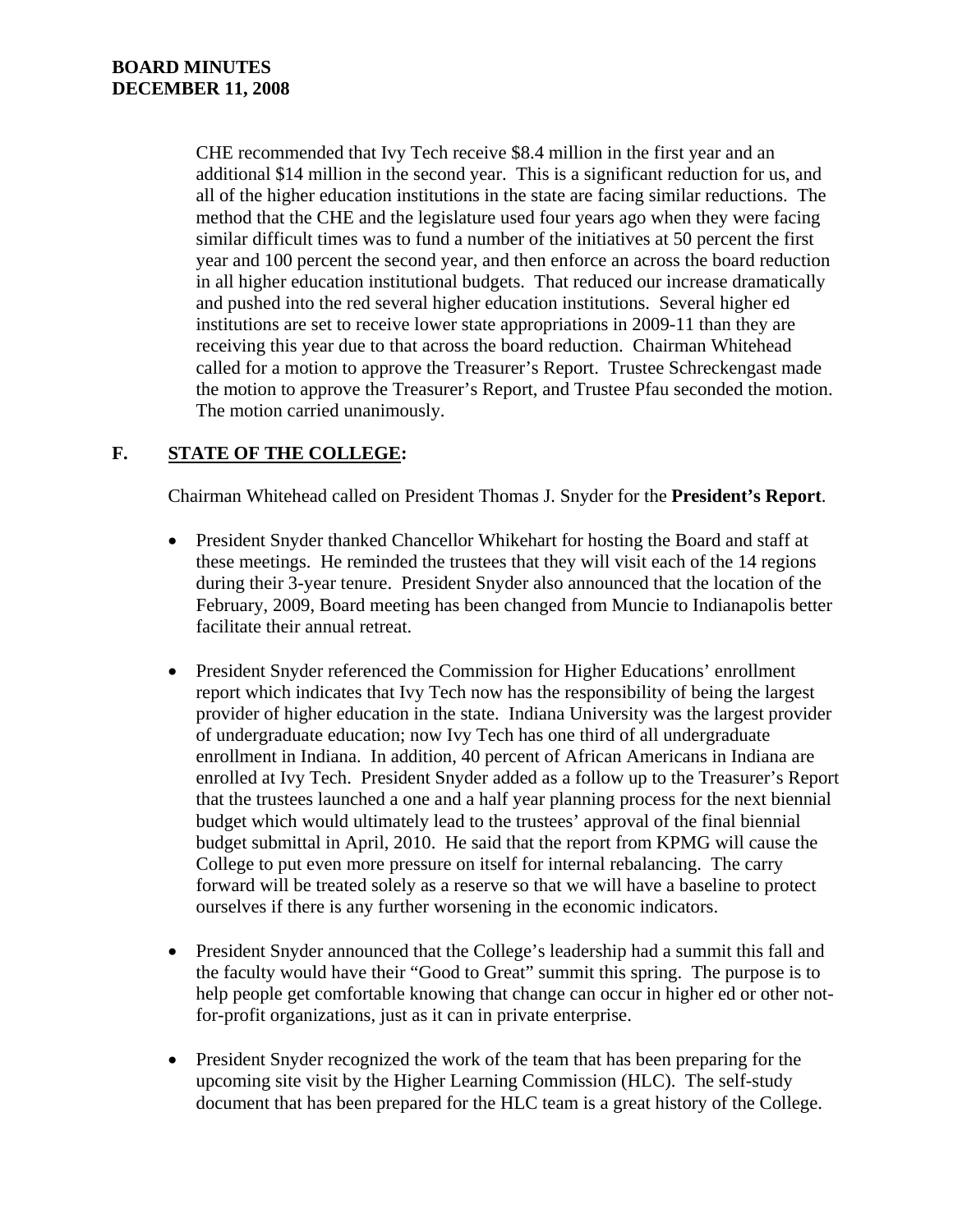CHE recommended that Ivy Tech receive $8.4 million in the first year and an additional $14 million in the second year. This is a significant reduction for us, and all of the higher education institutions in the state are facing similar reductions. The method that the CHE and the legislature used four years ago when they were facing similar difficult times was to fund a number of the initiatives at 50 percent the first year and 100 percent the second year, and then enforce an across the board reduction in all higher education institutional budgets. That reduced our increase dramatically and pushed into the red several higher education institutions. Several higher ed institutions are set to receive lower state appropriations in 2009-11 than they are receiving this year due to that across the board reduction. Chairman Whitehead called for a motion to approve the Treasurer's Report. Trustee Schreckengast made the motion to approve the Treasurer's Report, and Trustee Pfau seconded the motion. The motion carried unanimously.

## F. STATE OF THE COLLEGE:

Chairman Whitehead called on President Thomas J. Snyder for the **President's Report**.

- President Snyder thanked Chancellor Whikehart for hosting the Board and staff at these meetings. He reminded the trustees that they will visit each of the 14 regions during their 3-year tenure. President Snyder also announced that the location of the February, 2009, Board meeting has been changed from Muncie to Indianapolis better facilitate their annual retreat.

- President Snyder referenced the Commission for Higher Educations' enrollment report which indicates that Ivy Tech now has the responsibility of being the largest provider of higher education in the state. Indiana University was the largest provider of undergraduate education; now Ivy Tech has one third of all undergraduate enrollment in Indiana. In addition, 40 percent of African Americans in Indiana are enrolled at Ivy Tech. President Snyder added as a follow up to the Treasurer's Report that the trustees launched a one and a half year planning process for the next biennial budget which would ultimately lead to the trustees' approval of the final biennial budget submittal in April, 2010. He said that the report from KPMG will cause the College to put even more pressure on itself for internal rebalancing. The carry forward will be treated solely as a reserve so that we will have a baseline to protect ourselves if there is any further worsening in the economic indicators.

- President Snyder announced that the College's leadership had a summit this fall and the faculty would have their "Good to Great" summit this spring. The purpose is to help people get comfortable knowing that change can occur in higher ed or other not-for-profit organizations, just as it can in private enterprise.

- President Snyder recognized the work of the team that has been preparing for the upcoming site visit by the Higher Learning Commission (HLC). The self-study document that has been prepared for the HLC team is a great history of the College.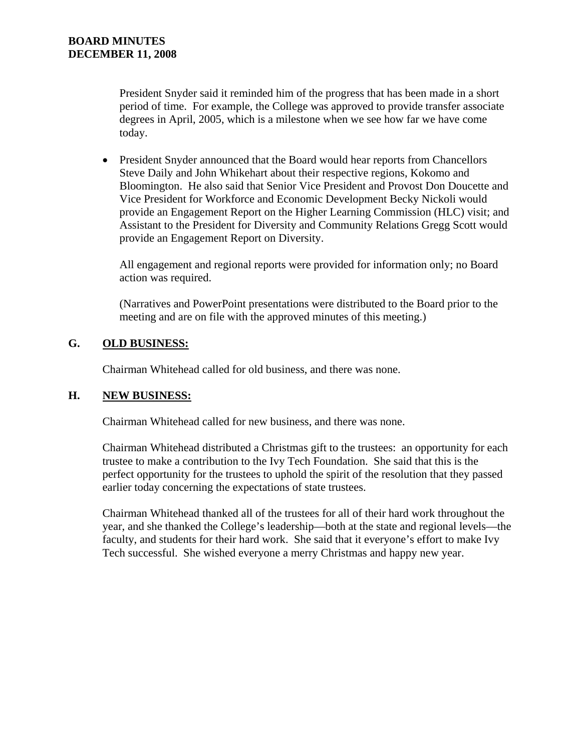President Snyder said it reminded him of the progress that has been made in a short period of time. For example, the College was approved to provide transfer associate degrees in April, 2005, which is a milestone when we see how far we have come today.

- President Snyder announced that the Board would hear reports from Chancellors Steve Daily and John Whikehart about their respective regions, Kokomo and Bloomington. He also said that Senior Vice President and Provost Don Doucette and Vice President for Workforce and Economic Development Becky Nickoli would provide an Engagement Report on the Higher Learning Commission (HLC) visit; and Assistant to the President for Diversity and Community Relations Gregg Scott would provide an Engagement Report on Diversity.

  All engagement and regional reports were provided for information only; no Board action was required.

  (Narratives and PowerPoint presentations were distributed to the Board prior to the meeting and are on file with the approved minutes of this meeting.)

## G. <u>OLD BUSINESS:</u>

Chairman Whitehead called for old business, and there was none.

## H. <u>NEW BUSINESS:</u>

Chairman Whitehead called for new business, and there was none.

Chairman Whitehead distributed a Christmas gift to the trustees: an opportunity for each trustee to make a contribution to the Ivy Tech Foundation. She said that this is the perfect opportunity for the trustees to uphold the spirit of the resolution that they passed earlier today concerning the expectations of state trustees.

Chairman Whitehead thanked all of the trustees for all of their hard work throughout the year, and she thanked the College's leadership—both at the state and regional levels—the faculty, and students for their hard work. She said that it everyone's effort to make Ivy Tech successful. She wished everyone a merry Christmas and happy new year.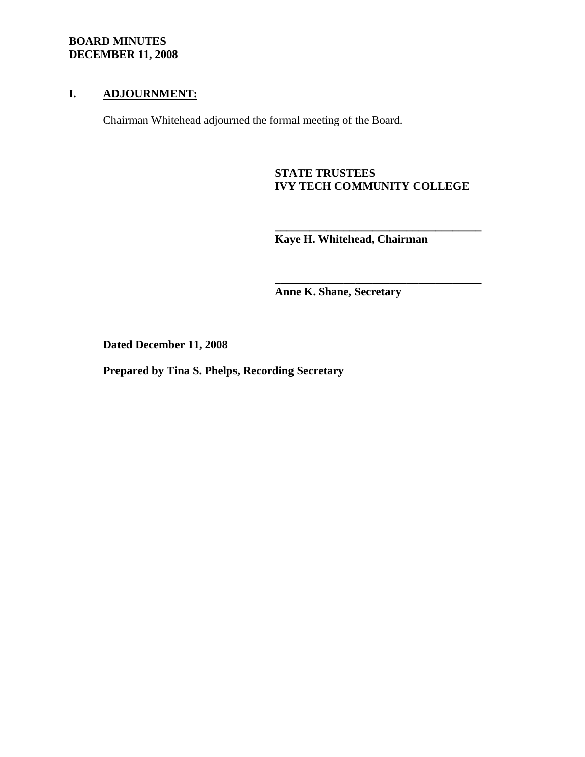**BOARD MINUTES**
**DECEMBER 11, 2008**

## I. ADJOURNMENT:

Chairman Whitehead adjourned the formal meeting of the Board.

**STATE TRUSTEES**
**IVY TECH COMMUNITY COLLEGE**

___________________________________
**Kaye H. Whitehead, Chairman**

___________________________________
**Anne K. Shane, Secretary**

**Dated December 11, 2008**

**Prepared by Tina S. Phelps, Recording Secretary**